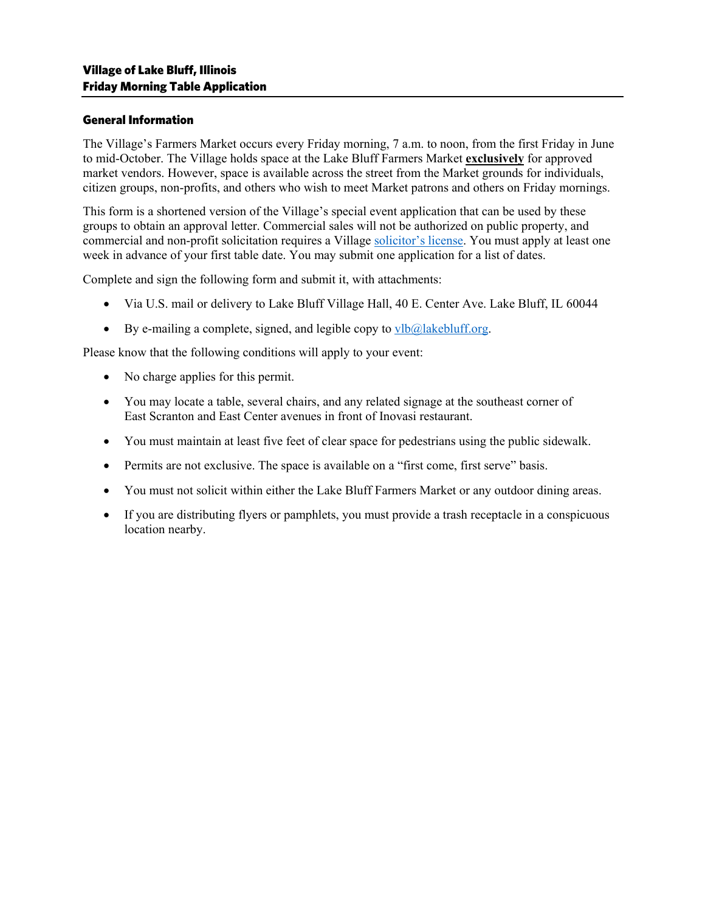**Village of Lake Bluff, Illinois**
**Friday Morning Table Application**

## General Information

The Village's Farmers Market occurs every Friday morning, 7 a.m. to noon, from the first Friday in June to mid-October. The Village holds space at the Lake Bluff Farmers Market **exclusively** for approved market vendors. However, space is available across the street from the Market grounds for individuals, citizen groups, non-profits, and others who wish to meet Market patrons and others on Friday mornings.

This form is a shortened version of the Village's special event application that can be used by these groups to obtain an approval letter. Commercial sales will not be authorized on public property, and commercial and non-profit solicitation requires a Village solicitor's license. You must apply at least one week in advance of your first table date. You may submit one application for a list of dates.

Complete and sign the following form and submit it, with attachments:

- Via U.S. mail or delivery to Lake Bluff Village Hall, 40 E. Center Ave. Lake Bluff, IL 60044
- By e-mailing a complete, signed, and legible copy to vlb@lakebluff.org.

Please know that the following conditions will apply to your event:

- No charge applies for this permit.
- You may locate a table, several chairs, and any related signage at the southeast corner of East Scranton and East Center avenues in front of Inovasi restaurant.
- You must maintain at least five feet of clear space for pedestrians using the public sidewalk.
- Permits are not exclusive. The space is available on a "first come, first serve" basis.
- You must not solicit within either the Lake Bluff Farmers Market or any outdoor dining areas.
- If you are distributing flyers or pamphlets, you must provide a trash receptacle in a conspicuous location nearby.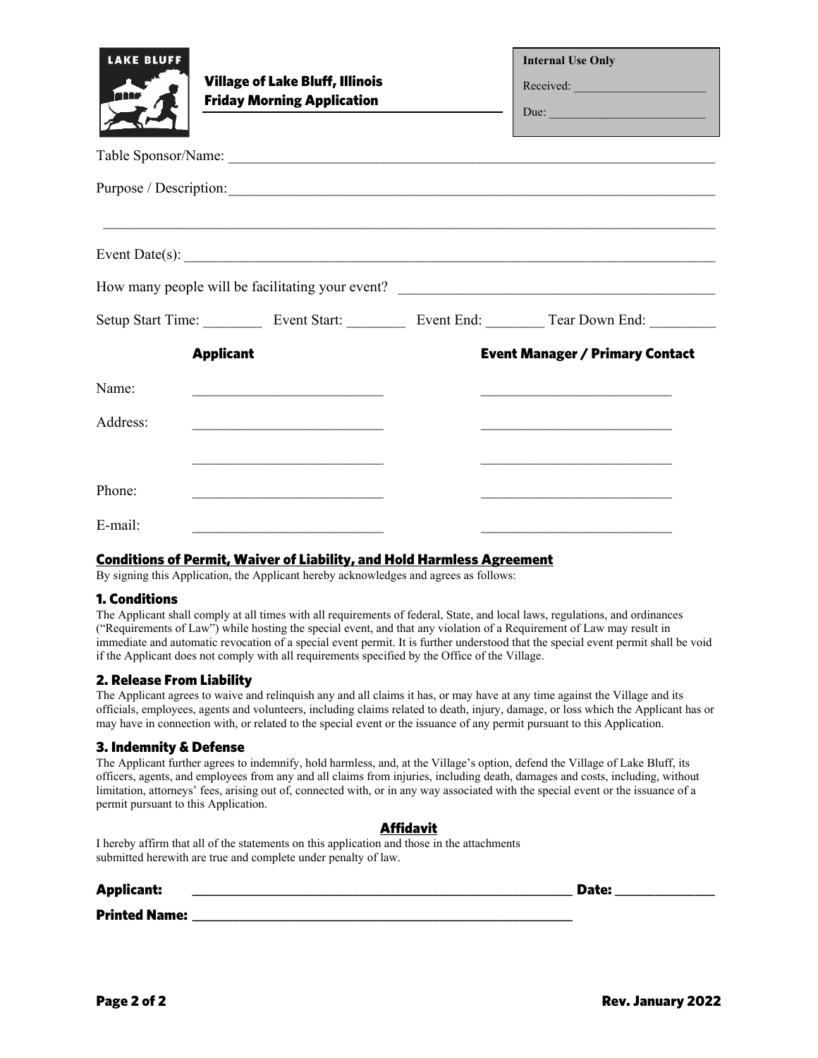LAKE BLUFF

**Village of Lake Bluff, Illinois**
**Friday Morning Application**

**Internal Use Only**

Received: ______________________

Due: ___________________________

Table Sponsor/Name: ______________________________________________________________________

Purpose / Description: ____________________________________________________________________

___________________________________________________________________________________

Event Date(s): _____________________________________________________________________________

How many people will be facilitating your event? _____________________________________________

Setup Start Time: ________ Event Start: ________ Event End: ________ Tear Down End: _________

| | **Applicant** | **Event Manager / Primary Contact** |
|---|---|---|
| Name: | __________________________ | __________________________ |
| Address: | __________________________ | __________________________ |
| | __________________________ | __________________________ |
| Phone: | __________________________ | __________________________ |
| E-mail: | __________________________ | __________________________ |

## Conditions of Permit, Waiver of Liability, and Hold Harmless Agreement

By signing this Application, the Applicant hereby acknowledges and agrees as follows:

### 1. Conditions

The Applicant shall comply at all times with all requirements of federal, State, and local laws, regulations, and ordinances ("Requirements of Law") while hosting the special event, and that any violation of a Requirement of Law may result in immediate and automatic revocation of a special event permit. It is further understood that the special event permit shall be void if the Applicant does not comply with all requirements specified by the Office of the Village.

### 2. Release From Liability

The Applicant agrees to waive and relinquish any and all claims it has, or may have at any time against the Village and its officials, employees, agents and volunteers, including claims related to death, injury, damage, or loss which the Applicant has or may have in connection with, or related to the special event or the issuance of any permit pursuant to this Application.

### 3. Indemnity & Defense

The Applicant further agrees to indemnify, hold harmless, and, at the Village's option, defend the Village of Lake Bluff, its officers, agents, and employees from any and all claims from injuries, including death, damages and costs, including, without limitation, attorneys' fees, arising out of, connected with, or in any way associated with the special event or the issuance of a permit pursuant to this Application.

## Affidavit

I hereby affirm that all of the statements on this application and those in the attachments submitted herewith are true and complete under penalty of law.

**Applicant:** _______________________________________________ **Date:** _____________

**Printed Name:** ____________________________________________

**Rev. January 2022**